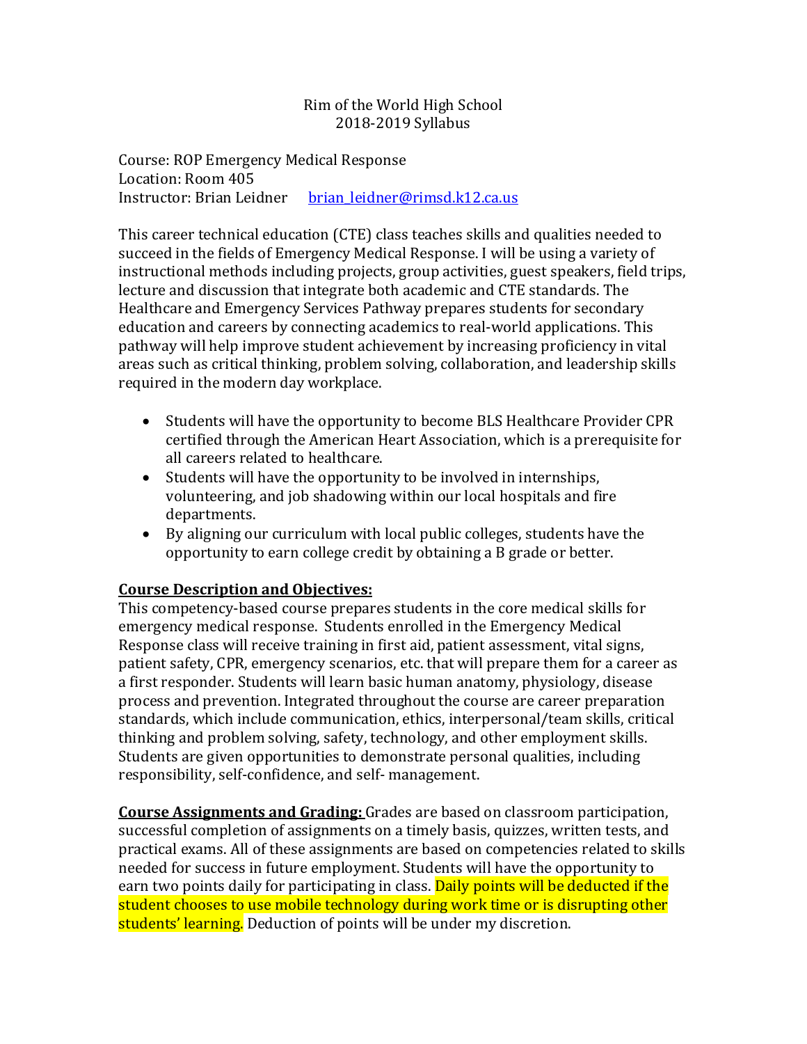Rim of the World High School
2018-2019 Syllabus

Course: ROP Emergency Medical Response
Location: Room 405
Instructor: Brian Leidner [brian_leidner@rimsd.k12.ca.us](mailto:brian_leidner@rimsd.k12.ca.us)

This career technical education (CTE) class teaches skills and qualities needed to succeed in the fields of Emergency Medical Response. I will be using a variety of instructional methods including projects, group activities, guest speakers, field trips, lecture and discussion that integrate both academic and CTE standards. The Healthcare and Emergency Services Pathway prepares students for secondary education and careers by connecting academics to real-world applications. This pathway will help improve student achievement by increasing proficiency in vital areas such as critical thinking, problem solving, collaboration, and leadership skills required in the modern day workplace.

- Students will have the opportunity to become BLS Healthcare Provider CPR certified through the American Heart Association, which is a prerequisite for all careers related to healthcare.
- Students will have the opportunity to be involved in internships, volunteering, and job shadowing within our local hospitals and fire departments.
- By aligning our curriculum with local public colleges, students have the opportunity to earn college credit by obtaining a B grade or better.

**Course Description and Objectives:**
This competency-based course prepares students in the core medical skills for emergency medical response. Students enrolled in the Emergency Medical Response class will receive training in first aid, patient assessment, vital signs, patient safety, CPR, emergency scenarios, etc. that will prepare them for a career as a first responder. Students will learn basic human anatomy, physiology, disease process and prevention. Integrated throughout the course are career preparation standards, which include communication, ethics, interpersonal/team skills, critical thinking and problem solving, safety, technology, and other employment skills. Students are given opportunities to demonstrate personal qualities, including responsibility, self-confidence, and self- management.

**Course Assignments and Grading:** Grades are based on classroom participation, successful completion of assignments on a timely basis, quizzes, written tests, and practical exams. All of these assignments are based on competencies related to skills needed for success in future employment. Students will have the opportunity to earn two points daily for participating in class. Daily points will be deducted if the student chooses to use mobile technology during work time or is disrupting other students' learning. Deduction of points will be under my discretion.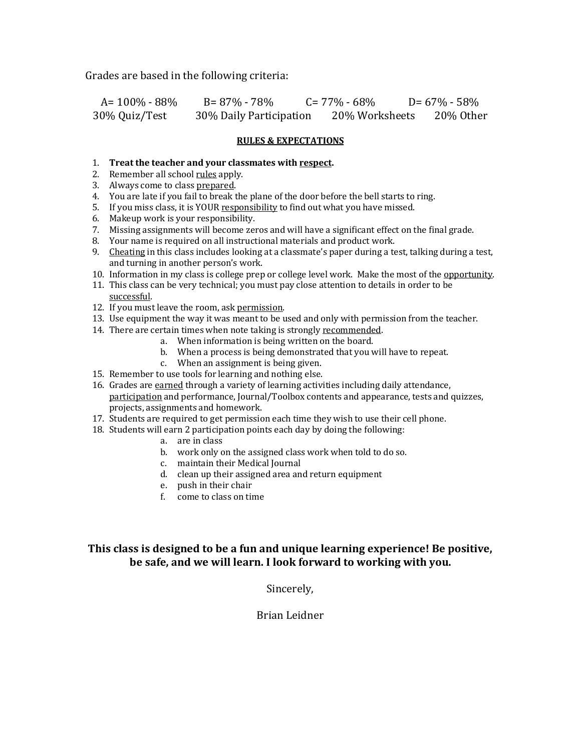Grades are based in the following criteria:

| A= 100% - 88% | B= 87% - 78% | C= 77% - 68% | D= 67% - 58% |
| --- | --- | --- | --- |
| 30% Quiz/Test | 30% Daily Participation | 20% Worksheets | 20% Other |

## RULES & EXPECTATIONS

1. **Treat the teacher and your classmates with <u>respect</u>.**
2. Remember all school <u>rules</u> apply.
3. Always come to class <u>prepared</u>.
4. You are late if you fail to break the plane of the door before the bell starts to ring.
5. If you miss class, it is YOUR <u>responsibility</u> to find out what you have missed.
6. Makeup work is your responsibility.
7. Missing assignments will become zeros and will have a significant effect on the final grade.
8. Your name is required on all instructional materials and product work.
9. <u>Cheating</u> in this class includes looking at a classmate's paper during a test, talking during a test, and turning in another person's work.
10. Information in my class is college prep or college level work. Make the most of the <u>opportunity</u>.
11. This class can be very technical; you must pay close attention to details in order to be <u>successful</u>.
12. If you must leave the room, ask <u>permission</u>.
13. Use equipment the way it was meant to be used and only with permission from the teacher.
14. There are certain times when note taking is strongly <u>recommended</u>.
    a. When information is being written on the board.
    b. When a process is being demonstrated that you will have to repeat.
    c. When an assignment is being given.
15. Remember to use tools for learning and nothing else.
16. Grades are <u>earned</u> through a variety of learning activities including daily attendance, <u>participation</u> and performance, Journal/Toolbox contents and appearance, tests and quizzes, projects, assignments and homework.
17. Students are required to get permission each time they wish to use their cell phone.
18. Students will earn 2 participation points each day by doing the following:
    a. are in class
    b. work only on the assigned class work when told to do so.
    c. maintain their Medical Journal
    d. clean up their assigned area and return equipment
    e. push in their chair
    f. come to class on time

**This class is designed to be a fun and unique learning experience! Be positive, be safe, and we will learn. I look forward to working with you.**

Sincerely,

Brian Leidner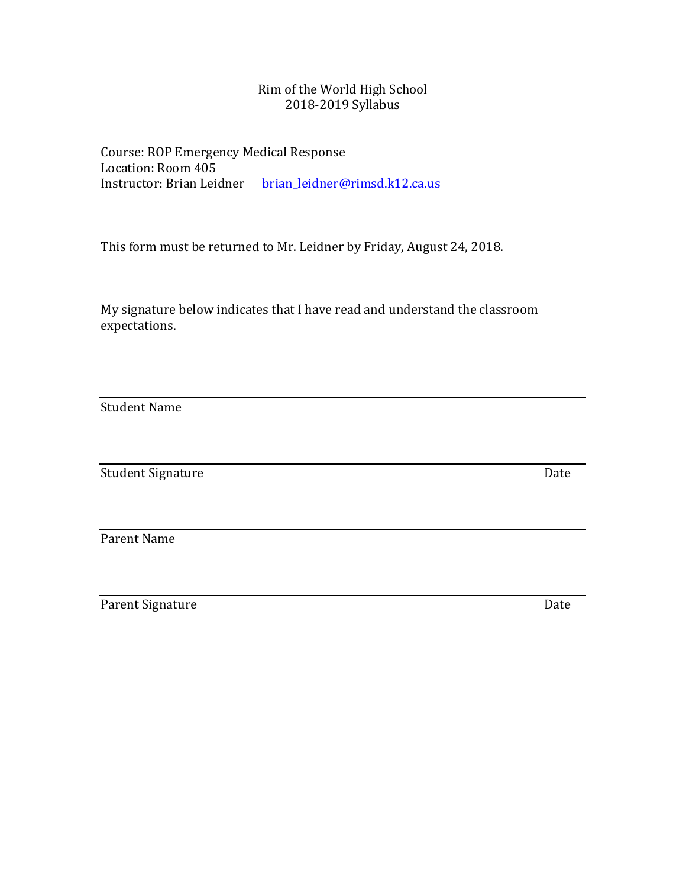Rim of the World High School
2018-2019 Syllabus

Course: ROP Emergency Medical Response
Location: Room 405
Instructor: Brian Leidner brian_leidner@rimsd.k12.ca.us

This form must be returned to Mr. Leidner by Friday, August 24, 2018.

My signature below indicates that I have read and understand the classroom expectations.

\_\_\_\_\_\_\_\_\_\_\_\_\_\_\_\_\_\_\_\_\_\_\_\_\_\_\_\_\_\_\_\_\_\_\_\_\_\_\_\_\_\_\_\_\_\_\_\_\_\_\_\_\_\_\_\_\_\_\_\_

Student Name

\_\_\_\_\_\_\_\_\_\_\_\_\_\_\_\_\_\_\_\_\_\_\_\_\_\_\_\_\_\_\_\_\_\_\_\_\_\_\_\_\_\_\_\_\_\_\_\_\_\_\_\_\_\_\_\_\_\_\_\_

Student Signature Date

\_\_\_\_\_\_\_\_\_\_\_\_\_\_\_\_\_\_\_\_\_\_\_\_\_\_\_\_\_\_\_\_\_\_\_\_\_\_\_\_\_\_\_\_\_\_\_\_\_\_\_\_\_\_\_\_\_\_\_\_

Parent Name

\_\_\_\_\_\_\_\_\_\_\_\_\_\_\_\_\_\_\_\_\_\_\_\_\_\_\_\_\_\_\_\_\_\_\_\_\_\_\_\_\_\_\_\_\_\_\_\_\_\_\_\_\_\_\_\_\_\_\_\_

Parent Signature Date